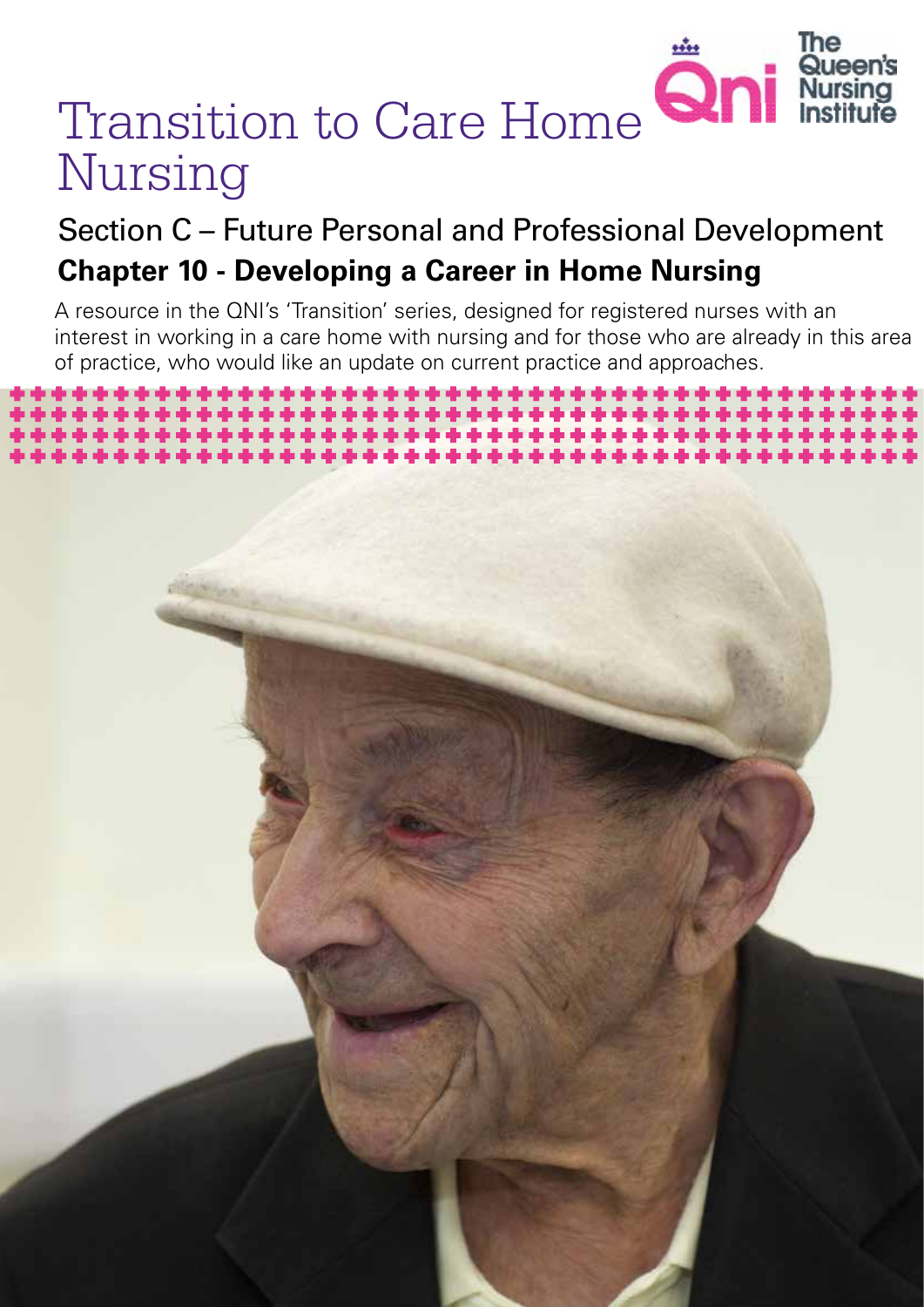# Transition to Care Home Nursing

The Queen's Nursing Institute

## Section C – Future Personal and Professional Development

### Chapter 10 - Developing a Career in Home Nursing

A resource in the QNI's 'Transition' series, designed for registered nurses with an interest in working in a care home with nursing and for those who are already in this area of practice, who would like an update on current practice and approaches.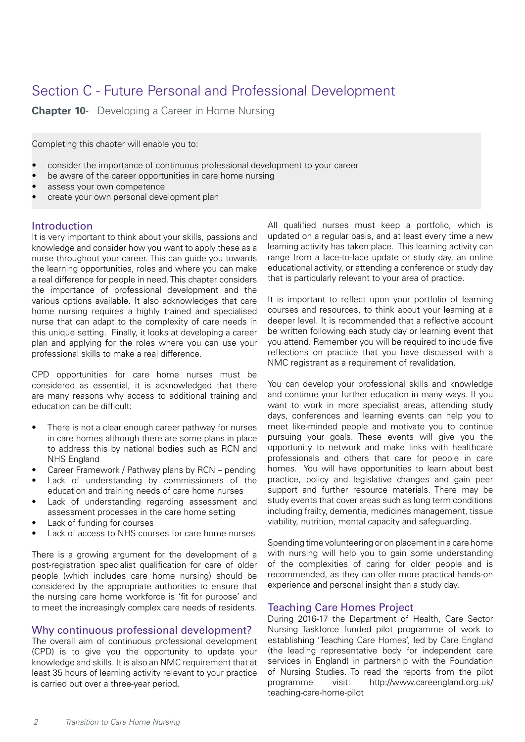# Section C - Future Personal and Professional Development

**Chapter 10**- Developing a Career in Home Nursing

Completing this chapter will enable you to:

- consider the importance of continuous professional development to your career
- be aware of the career opportunities in care home nursing
- assess your own competence
- create your own personal development plan

## Introduction

It is very important to think about your skills, passions and knowledge and consider how you want to apply these as a nurse throughout your career. This can guide you towards the learning opportunities, roles and where you can make a real difference for people in need. This chapter considers the importance of professional development and the various options available. It also acknowledges that care home nursing requires a highly trained and specialised nurse that can adapt to the complexity of care needs in this unique setting. Finally, it looks at developing a career plan and applying for the roles where you can use your professional skills to make a real difference.

CPD opportunities for care home nurses must be considered as essential, it is acknowledged that there are many reasons why access to additional training and education can be difficult:

- There is not a clear enough career pathway for nurses in care homes although there are some plans in place to address this by national bodies such as RCN and NHS England
- Career Framework / Pathway plans by RCN – pending
- Lack of understanding by commissioners of the education and training needs of care home nurses
- Lack of understanding regarding assessment and assessment processes in the care home setting
- Lack of funding for courses
- Lack of access to NHS courses for care home nurses

There is a growing argument for the development of a post-registration specialist qualification for care of older people (which includes care home nursing) should be considered by the appropriate authorities to ensure that the nursing care home workforce is 'fit for purpose' and to meet the increasingly complex care needs of residents.

## Why continuous professional development?

The overall aim of continuous professional development (CPD) is to give you the opportunity to update your knowledge and skills. It is also an NMC requirement that at least 35 hours of learning activity relevant to your practice is carried out over a three-year period.

All qualified nurses must keep a portfolio, which is updated on a regular basis, and at least every time a new learning activity has taken place. This learning activity can range from a face-to-face update or study day, an online educational activity, or attending a conference or study day that is particularly relevant to your area of practice.

It is important to reflect upon your portfolio of learning courses and resources, to think about your learning at a deeper level. It is recommended that a reflective account be written following each study day or learning event that you attend. Remember you will be required to include five reflections on practice that you have discussed with a NMC registrant as a requirement of revalidation.

You can develop your professional skills and knowledge and continue your further education in many ways. If you want to work in more specialist areas, attending study days, conferences and learning events can help you to meet like-minded people and motivate you to continue pursuing your goals. These events will give you the opportunity to network and make links with healthcare professionals and others that care for people in care homes. You will have opportunities to learn about best practice, policy and legislative changes and gain peer support and further resource materials. There may be study events that cover areas such as long term conditions including frailty, dementia, medicines management, tissue viability, nutrition, mental capacity and safeguarding.

Spending time volunteering or on placement in a care home with nursing will help you to gain some understanding of the complexities of caring for older people and is recommended, as they can offer more practical hands-on experience and personal insight than a study day.

## Teaching Care Homes Project

During 2016-17 the Department of Health, Care Sector Nursing Taskforce funded pilot programme of work to establishing 'Teaching Care Homes', led by Care England (the leading representative body for independent care services in England) in partnership with the Foundation of Nursing Studies. To read the reports from the pilot programme visit: http://www.careengland.org.uk/teaching-care-home-pilot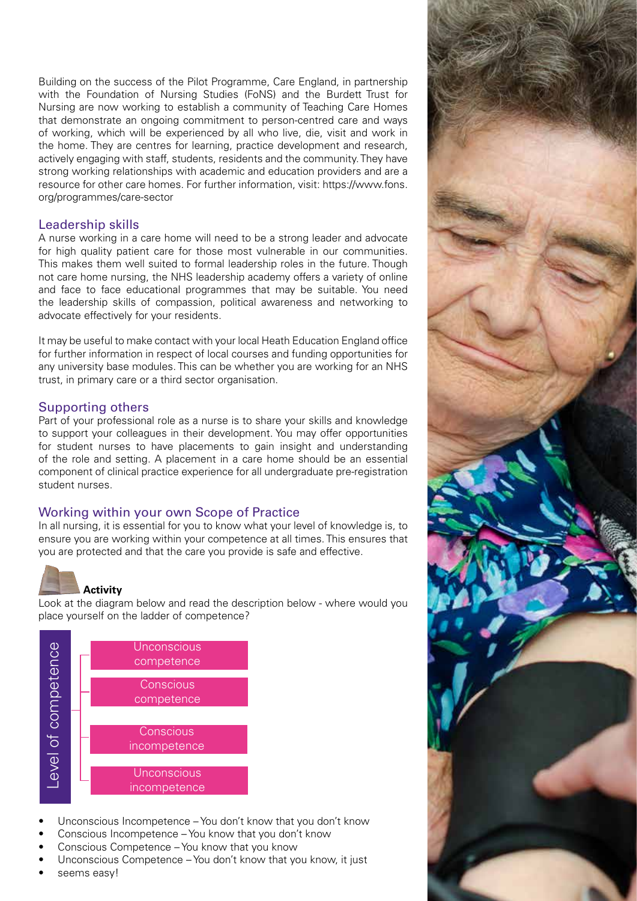Building on the success of the Pilot Programme, Care England, in partnership with the Foundation of Nursing Studies (FoNS) and the Burdett Trust for Nursing are now working to establish a community of Teaching Care Homes that demonstrate an ongoing commitment to person-centred care and ways of working, which will be experienced by all who live, die, visit and work in the home. They are centres for learning, practice development and research, actively engaging with staff, students, residents and the community. They have strong working relationships with academic and education providers and are a resource for other care homes. For further information, visit: https://www.fons.org/programmes/care-sector

## Leadership skills

A nurse working in a care home will need to be a strong leader and advocate for high quality patient care for those most vulnerable in our communities. This makes them well suited to formal leadership roles in the future. Though not care home nursing, the NHS leadership academy offers a variety of online and face to face educational programmes that may be suitable. You need the leadership skills of compassion, political awareness and networking to advocate effectively for your residents.

It may be useful to make contact with your local Heath Education England office for further information in respect of local courses and funding opportunities for any university base modules. This can be whether you are working for an NHS trust, in primary care or a third sector organisation.

## Supporting others

Part of your professional role as a nurse is to share your skills and knowledge to support your colleagues in their development. You may offer opportunities for student nurses to have placements to gain insight and understanding of the role and setting. A placement in a care home should be an essential component of clinical practice experience for all undergraduate pre-registration student nurses.

## Working within your own Scope of Practice

In all nursing, it is essential for you to know what your level of knowledge is, to ensure you are working within your competence at all times. This ensures that you are protected and that the care you provide is safe and effective.

**Activity**

Look at the diagram below and read the description below - where would you place yourself on the ladder of competence?

Level of competence

- Unconscious competence
- Conscious competence
- Conscious incompetence
- Unconscious incompetence

- Unconscious Incompetence – You don't know that you don't know
- Conscious Incompetence – You know that you don't know
- Conscious Competence – You know that you know
- Unconscious Competence – You don't know that you know, it just
- seems easy!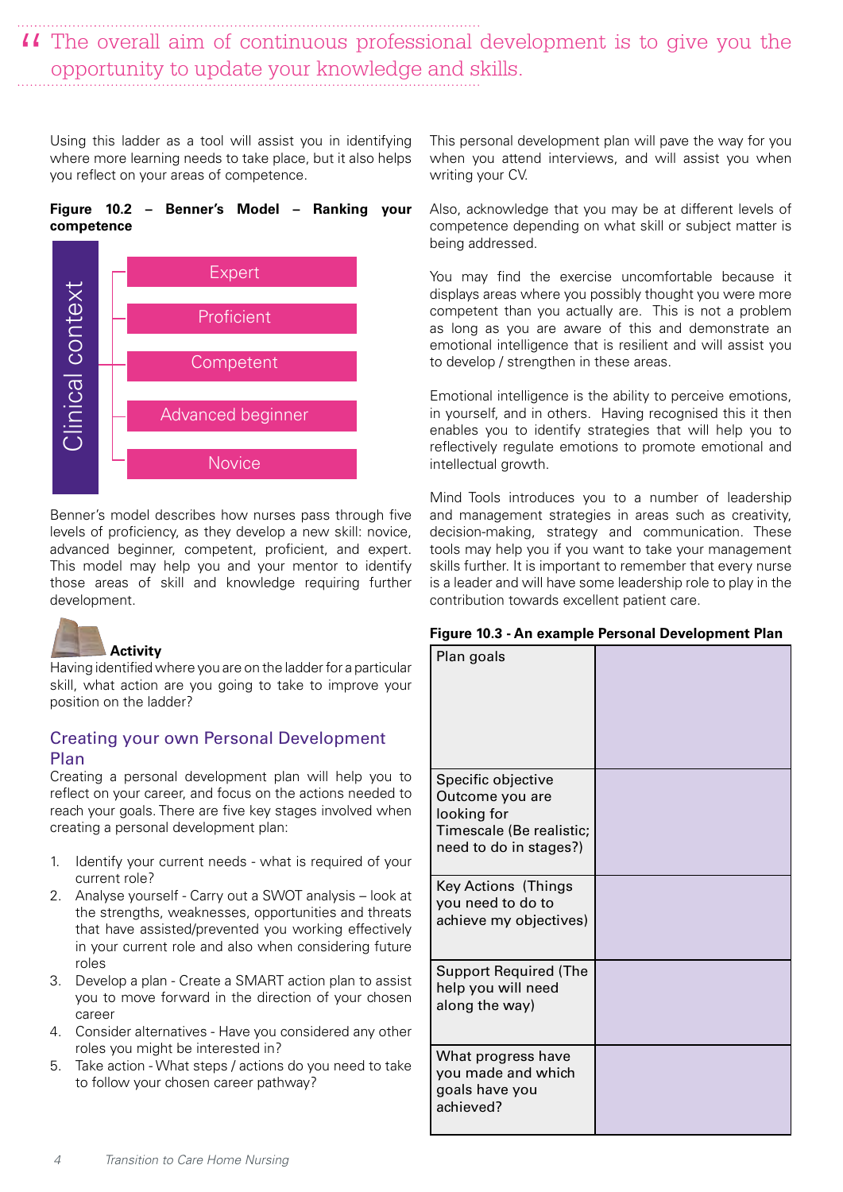> "The overall aim of continuous professional development is to give you the opportunity to update your knowledge and skills.

Using this ladder as a tool will assist you in identifying where more learning needs to take place, but it also helps you reflect on your areas of competence.

**Figure 10.2 – Benner's Model – Ranking your competence**

Clinical context

- Expert
- Proficient
- Competent
- Advanced beginner
- Novice

Benner's model describes how nurses pass through five levels of proficiency, as they develop a new skill: novice, advanced beginner, competent, proficient, and expert. This model may help you and your mentor to identify those areas of skill and knowledge requiring further development.

**Activity**

Having identified where you are on the ladder for a particular skill, what action are you going to take to improve your position on the ladder?

## Creating your own Personal Development Plan

Creating a personal development plan will help you to reflect on your career, and focus on the actions needed to reach your goals. There are five key stages involved when creating a personal development plan:

1. Identify your current needs - what is required of your current role?
2. Analyse yourself - Carry out a SWOT analysis – look at the strengths, weaknesses, opportunities and threats that have assisted/prevented you working effectively in your current role and also when considering future roles
3. Develop a plan - Create a SMART action plan to assist you to move forward in the direction of your chosen career
4. Consider alternatives - Have you considered any other roles you might be interested in?
5. Take action - What steps / actions do you need to take to follow your chosen career pathway?

This personal development plan will pave the way for you when you attend interviews, and will assist you when writing your CV.

Also, acknowledge that you may be at different levels of competence depending on what skill or subject matter is being addressed.

You may find the exercise uncomfortable because it displays areas where you possibly thought you were more competent than you actually are. This is not a problem as long as you are aware of this and demonstrate an emotional intelligence that is resilient and will assist you to develop / strengthen in these areas.

Emotional intelligence is the ability to perceive emotions, in yourself, and in others. Having recognised this it then enables you to identify strategies that will help you to reflectively regulate emotions to promote emotional and intellectual growth.

Mind Tools introduces you to a number of leadership and management strategies in areas such as creativity, decision-making, strategy and communication. These tools may help you if you want to take your management skills further. It is important to remember that every nurse is a leader and will have some leadership role to play in the contribution towards excellent patient care.

**Figure 10.3 - An example Personal Development Plan**

| | |
|---|---|
| Plan goals | |
| Specific objective<br>Outcome you are looking for<br>Timescale (Be realistic; need to do in stages?) | |
| Key Actions (Things you need to do to achieve my objectives) | |
| Support Required (The help you will need along the way) | |
| What progress have you made and which goals have you achieved? | |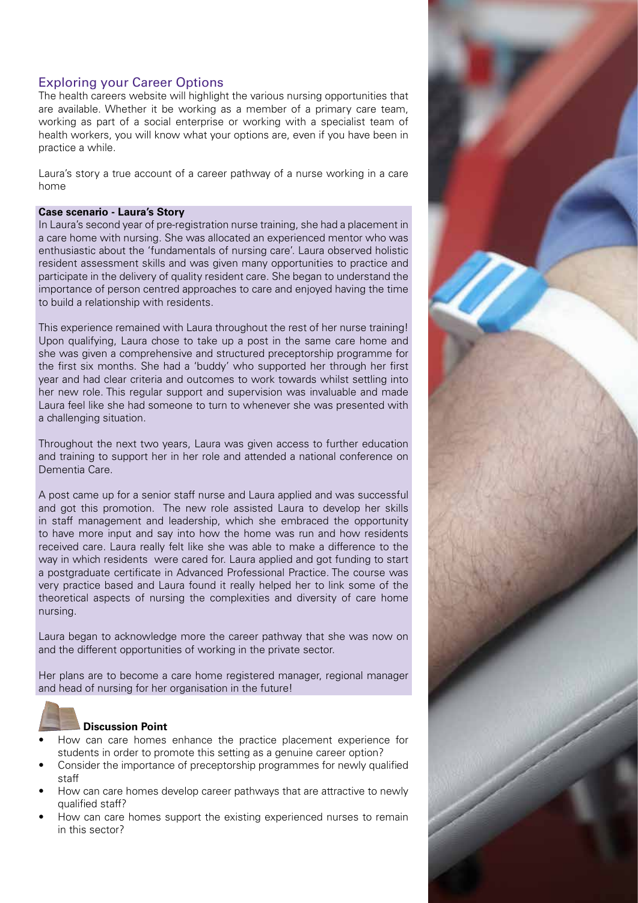## Exploring your Career Options

The health careers website will highlight the various nursing opportunities that are available. Whether it be working as a member of a primary care team, working as part of a social enterprise or working with a specialist team of health workers, you will know what your options are, even if you have been in practice a while.

Laura's story a true account of a career pathway of a nurse working in a care home

**Case scenario - Laura's Story**

In Laura's second year of pre-registration nurse training, she had a placement in a care home with nursing. She was allocated an experienced mentor who was enthusiastic about the 'fundamentals of nursing care'. Laura observed holistic resident assessment skills and was given many opportunities to practice and participate in the delivery of quality resident care. She began to understand the importance of person centred approaches to care and enjoyed having the time to build a relationship with residents.

This experience remained with Laura throughout the rest of her nurse training! Upon qualifying, Laura chose to take up a post in the same care home and she was given a comprehensive and structured preceptorship programme for the first six months. She had a 'buddy' who supported her through her first year and had clear criteria and outcomes to work towards whilst settling into her new role. This regular support and supervision was invaluable and made Laura feel like she had someone to turn to whenever she was presented with a challenging situation.

Throughout the next two years, Laura was given access to further education and training to support her in her role and attended a national conference on Dementia Care.

A post came up for a senior staff nurse and Laura applied and was successful and got this promotion. The new role assisted Laura to develop her skills in staff management and leadership, which she embraced the opportunity to have more input and say into how the home was run and how residents received care. Laura really felt like she was able to make a difference to the way in which residents were cared for. Laura applied and got funding to start a postgraduate certificate in Advanced Professional Practice. The course was very practice based and Laura found it really helped her to link some of the theoretical aspects of nursing the complexities and diversity of care home nursing.

Laura began to acknowledge more the career pathway that she was now on and the different opportunities of working in the private sector.

Her plans are to become a care home registered manager, regional manager and head of nursing for her organisation in the future!

**Discussion Point**

- How can care homes enhance the practice placement experience for students in order to promote this setting as a genuine career option?
- Consider the importance of preceptorship programmes for newly qualified staff
- How can care homes develop career pathways that are attractive to newly qualified staff?
- How can care homes support the existing experienced nurses to remain in this sector?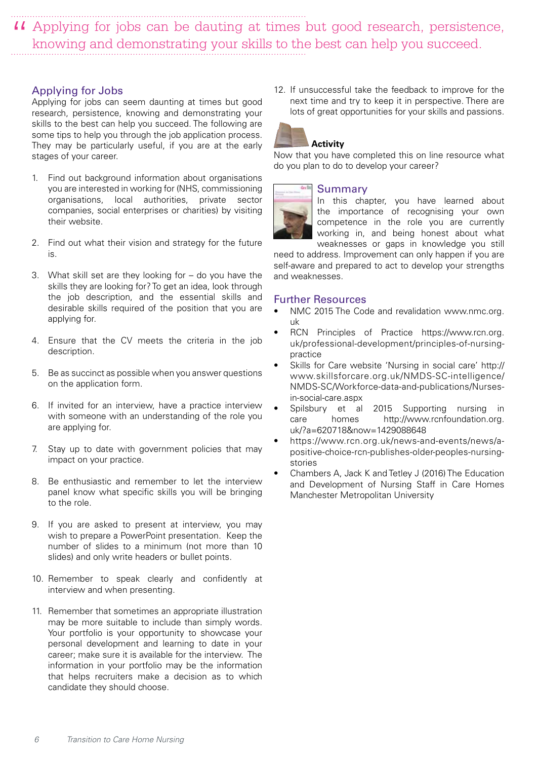> "Applying for jobs can be dauting at times but good research, persistence, knowing and demonstrating your skills to the best can help you succeed.

## Applying for Jobs

Applying for jobs can seem daunting at times but good research, persistence, knowing and demonstrating your skills to the best can help you succeed. The following are some tips to help you through the job application process. They may be particularly useful, if you are at the early stages of your career.

1. Find out background information about organisations you are interested in working for (NHS, commissioning organisations, local authorities, private sector companies, social enterprises or charities) by visiting their website.

2. Find out what their vision and strategy for the future is.

3. What skill set are they looking for – do you have the skills they are looking for? To get an idea, look through the job description, and the essential skills and desirable skills required of the position that you are applying for.

4. Ensure that the CV meets the criteria in the job description.

5. Be as succinct as possible when you answer questions on the application form.

6. If invited for an interview, have a practice interview with someone with an understanding of the role you are applying for.

7. Stay up to date with government policies that may impact on your practice.

8. Be enthusiastic and remember to let the interview panel know what specific skills you will be bringing to the role.

9. If you are asked to present at interview, you may wish to prepare a PowerPoint presentation. Keep the number of slides to a minimum (not more than 10 slides) and only write headers or bullet points.

10. Remember to speak clearly and confidently at interview and when presenting.

11. Remember that sometimes an appropriate illustration may be more suitable to include than simply words. Your portfolio is your opportunity to showcase your personal development and learning to date in your career; make sure it is available for the interview. The information in your portfolio may be the information that helps recruiters make a decision as to which candidate they should choose.

12. If unsuccessful take the feedback to improve for the next time and try to keep it in perspective. There are lots of great opportunities for your skills and passions.

**Activity**

Now that you have completed this on line resource what do you plan to do to develop your career?

## Summary

In this chapter, you have learned about the importance of recognising your own competence in the role you are currently working in, and being honest about what weaknesses or gaps in knowledge you still need to address. Improvement can only happen if you are self-aware and prepared to act to develop your strengths and weaknesses.

## Further Resources

- NMC 2015 The Code and revalidation www.nmc.org.uk
- RCN Principles of Practice https://www.rcn.org.uk/professional-development/principles-of-nursing-practice
- Skills for Care website 'Nursing in social care' http://www.skillsforcare.org.uk/NMDS-SC-intelligence/NMDS-SC/Workforce-data-and-publications/Nurses-in-social-care.aspx
- Spilsbury et al 2015 Supporting nursing in care homes http://www.rcnfoundation.org.uk/?a=620718&now=1429088648
- https://www.rcn.org.uk/news-and-events/news/a-positive-choice-rcn-publishes-older-peoples-nursing-stories
- Chambers A, Jack K and Tetley J (2016) The Education and Development of Nursing Staff in Care Homes Manchester Metropolitan University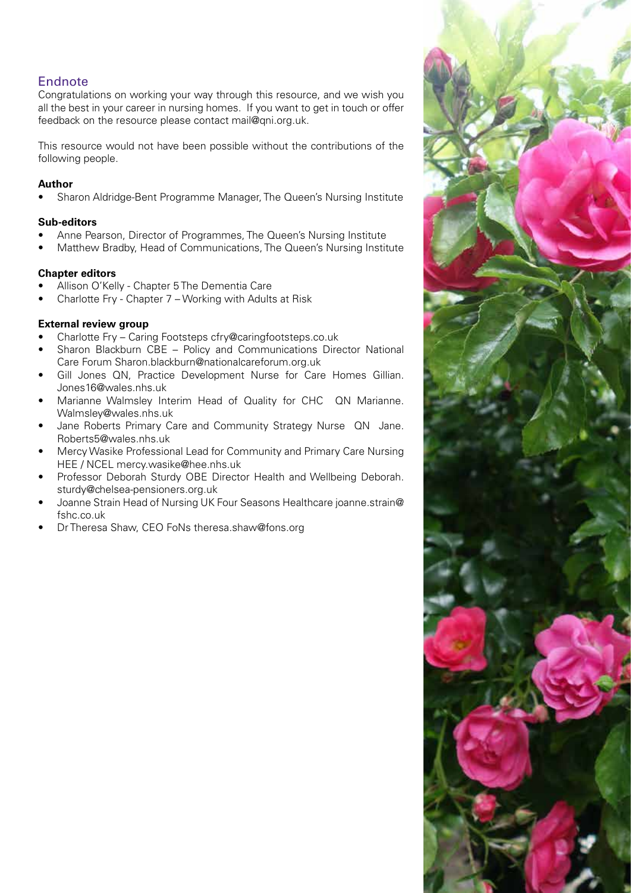## Endnote

Congratulations on working your way through this resource, and we wish you all the best in your career in nursing homes. If you want to get in touch or offer feedback on the resource please contact mail@qni.org.uk.

This resource would not have been possible without the contributions of the following people.

**Author**

- Sharon Aldridge-Bent Programme Manager, The Queen's Nursing Institute

**Sub-editors**

- Anne Pearson, Director of Programmes, The Queen's Nursing Institute
- Matthew Bradby, Head of Communications, The Queen's Nursing Institute

**Chapter editors**

- Allison O'Kelly - Chapter 5 The Dementia Care
- Charlotte Fry - Chapter 7 – Working with Adults at Risk

**External review group**

- Charlotte Fry – Caring Footsteps cfry@caringfootsteps.co.uk
- Sharon Blackburn CBE – Policy and Communications Director National Care Forum Sharon.blackburn@nationalcareforum.org.uk
- Gill Jones QN, Practice Development Nurse for Care Homes Gillian.Jones16@wales.nhs.uk
- Marianne Walmsley Interim Head of Quality for CHC QN Marianne.Walmsley@wales.nhs.uk
- Jane Roberts Primary Care and Community Strategy Nurse QN Jane.Roberts5@wales.nhs.uk
- Mercy Wasike Professional Lead for Community and Primary Care Nursing HEE / NCEL mercy.wasike@hee.nhs.uk
- Professor Deborah Sturdy OBE Director Health and Wellbeing Deborah.sturdy@chelsea-pensioners.org.uk
- Joanne Strain Head of Nursing UK Four Seasons Healthcare joanne.strain@fshc.co.uk
- Dr Theresa Shaw, CEO FoNs theresa.shaw@fons.org